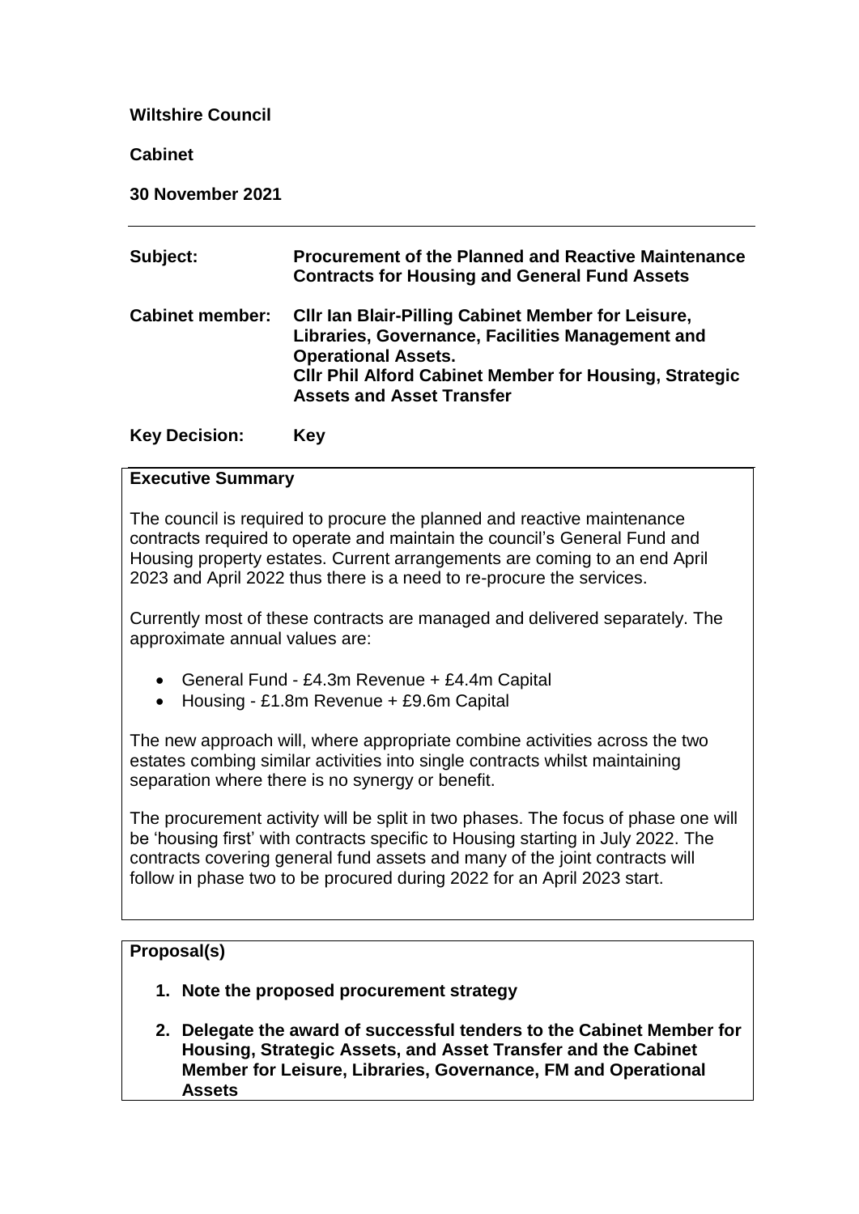**Wiltshire Council**

**Cabinet**

**30 November 2021**

---

| | |
|---|---|
| **Subject:** | **Procurement of the Planned and Reactive Maintenance Contracts for Housing and General Fund Assets** |
| **Cabinet member:** | **Cllr Ian Blair-Pilling Cabinet Member for Leisure, Libraries, Governance, Facilities Management and Operational Assets.**<br>**Cllr Phil Alford Cabinet Member for Housing, Strategic Assets and Asset Transfer** |
| **Key Decision:** | **Key** |

## Executive Summary

The council is required to procure the planned and reactive maintenance contracts required to operate and maintain the council's General Fund and Housing property estates. Current arrangements are coming to an end April 2023 and April 2022 thus there is a need to re-procure the services.

Currently most of these contracts are managed and delivered separately. The approximate annual values are:

- General Fund - £4.3m Revenue + £4.4m Capital
- Housing - £1.8m Revenue + £9.6m Capital

The new approach will, where appropriate combine activities across the two estates combing similar activities into single contracts whilst maintaining separation where there is no synergy or benefit.

The procurement activity will be split in two phases. The focus of phase one will be 'housing first' with contracts specific to Housing starting in July 2022. The contracts covering general fund assets and many of the joint contracts will follow in phase two to be procured during 2022 for an April 2023 start.

## Proposal(s)

1. **Note the proposed procurement strategy**
2. **Delegate the award of successful tenders to the Cabinet Member for Housing, Strategic Assets, and Asset Transfer and the Cabinet Member for Leisure, Libraries, Governance, FM and Operational Assets**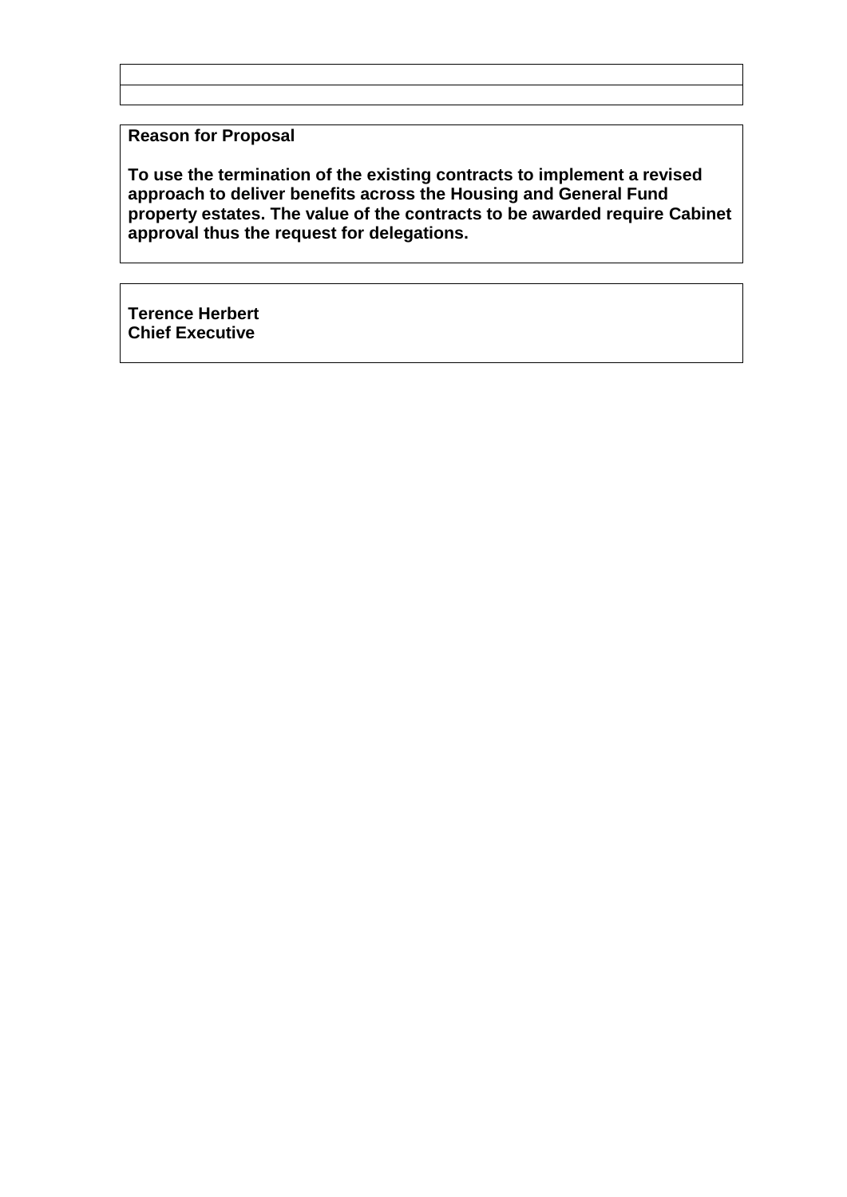**Reason for Proposal**

**To use the termination of the existing contracts to implement a revised approach to deliver benefits across the Housing and General Fund property estates. The value of the contracts to be awarded require Cabinet approval thus the request for delegations.**

**Terence Herbert**
**Chief Executive**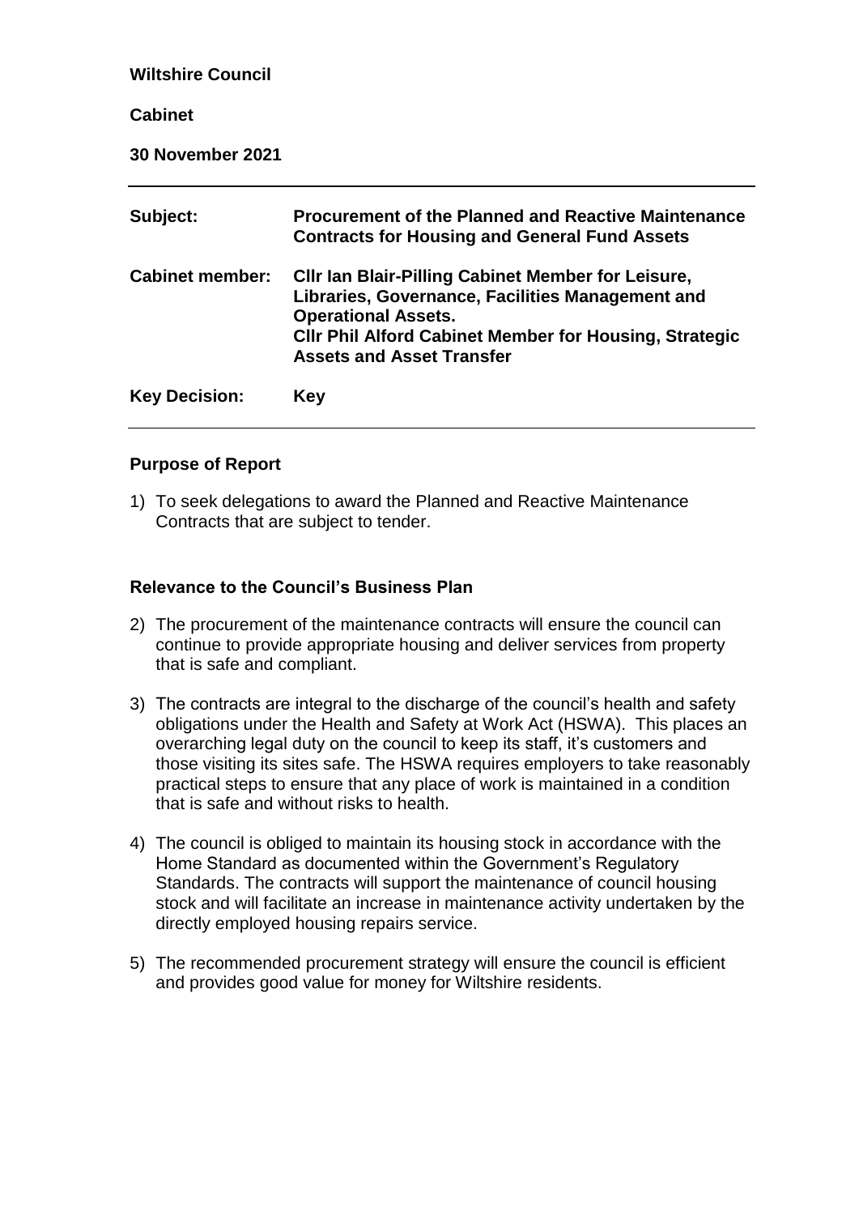**Wiltshire Council**

**Cabinet**

**30 November 2021**

| | |
|---|---|
| **Subject:** | **Procurement of the Planned and Reactive Maintenance Contracts for Housing and General Fund Assets** |
| **Cabinet member:** | **Cllr Ian Blair-Pilling Cabinet Member for Leisure, Libraries, Governance, Facilities Management and Operational Assets.**<br>**Cllr Phil Alford Cabinet Member for Housing, Strategic Assets and Asset Transfer** |
| **Key Decision:** | **Key** |

## Purpose of Report

1) To seek delegations to award the Planned and Reactive Maintenance Contracts that are subject to tender.

## Relevance to the Council's Business Plan

2) The procurement of the maintenance contracts will ensure the council can continue to provide appropriate housing and deliver services from property that is safe and compliant.

3) The contracts are integral to the discharge of the council's health and safety obligations under the Health and Safety at Work Act (HSWA). This places an overarching legal duty on the council to keep its staff, it's customers and those visiting its sites safe. The HSWA requires employers to take reasonably practical steps to ensure that any place of work is maintained in a condition that is safe and without risks to health.

4) The council is obliged to maintain its housing stock in accordance with the Home Standard as documented within the Government's Regulatory Standards. The contracts will support the maintenance of council housing stock and will facilitate an increase in maintenance activity undertaken by the directly employed housing repairs service.

5) The recommended procurement strategy will ensure the council is efficient and provides good value for money for Wiltshire residents.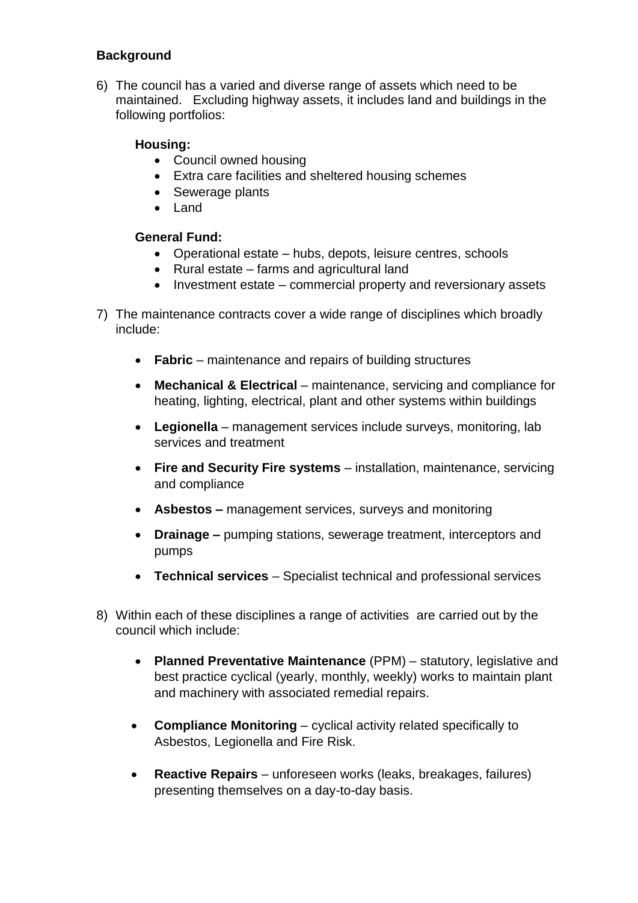**Background**

6) The council has a varied and diverse range of assets which need to be maintained. Excluding highway assets, it includes land and buildings in the following portfolios:

   **Housing:**
   - Council owned housing
   - Extra care facilities and sheltered housing schemes
   - Sewerage plants
   - Land

   **General Fund:**
   - Operational estate – hubs, depots, leisure centres, schools
   - Rural estate – farms and agricultural land
   - Investment estate – commercial property and reversionary assets

7) The maintenance contracts cover a wide range of disciplines which broadly include:

   - **Fabric** – maintenance and repairs of building structures
   - **Mechanical & Electrical** – maintenance, servicing and compliance for heating, lighting, electrical, plant and other systems within buildings
   - **Legionella** – management services include surveys, monitoring, lab services and treatment
   - **Fire and Security Fire systems** – installation, maintenance, servicing and compliance
   - **Asbestos –** management services, surveys and monitoring
   - **Drainage –** pumping stations, sewerage treatment, interceptors and pumps
   - **Technical services** – Specialist technical and professional services

8) Within each of these disciplines a range of activities are carried out by the council which include:

   - **Planned Preventative Maintenance** (PPM) – statutory, legislative and best practice cyclical (yearly, monthly, weekly) works to maintain plant and machinery with associated remedial repairs.
   - **Compliance Monitoring** – cyclical activity related specifically to Asbestos, Legionella and Fire Risk.
   - **Reactive Repairs** – unforeseen works (leaks, breakages, failures) presenting themselves on a day-to-day basis.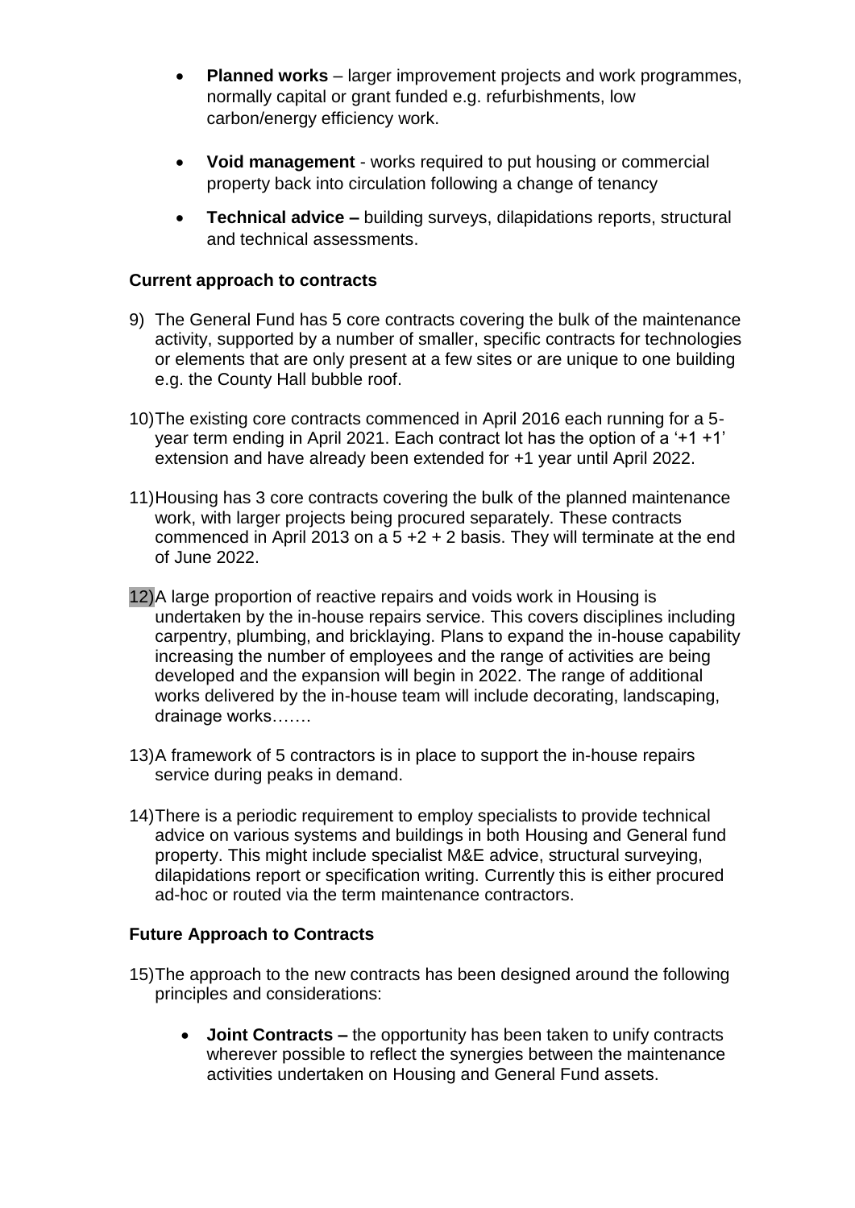- **Planned works** – larger improvement projects and work programmes, normally capital or grant funded e.g. refurbishments, low carbon/energy efficiency work.

- **Void management** - works required to put housing or commercial property back into circulation following a change of tenancy

- **Technical advice –** building surveys, dilapidations reports, structural and technical assessments.

**Current approach to contracts**

9) The General Fund has 5 core contracts covering the bulk of the maintenance activity, supported by a number of smaller, specific contracts for technologies or elements that are only present at a few sites or are unique to one building e.g. the County Hall bubble roof.

10) The existing core contracts commenced in April 2016 each running for a 5-year term ending in April 2021. Each contract lot has the option of a '+1 +1' extension and have already been extended for +1 year until April 2022.

11) Housing has 3 core contracts covering the bulk of the planned maintenance work, with larger projects being procured separately. These contracts commenced in April 2013 on a 5 +2 + 2 basis. They will terminate at the end of June 2022.

12) A large proportion of reactive repairs and voids work in Housing is undertaken by the in-house repairs service. This covers disciplines including carpentry, plumbing, and bricklaying. Plans to expand the in-house capability increasing the number of employees and the range of activities are being developed and the expansion will begin in 2022. The range of additional works delivered by the in-house team will include decorating, landscaping, drainage works…….

13) A framework of 5 contractors is in place to support the in-house repairs service during peaks in demand.

14) There is a periodic requirement to employ specialists to provide technical advice on various systems and buildings in both Housing and General fund property. This might include specialist M&E advice, structural surveying, dilapidations report or specification writing. Currently this is either procured ad-hoc or routed via the term maintenance contractors.

**Future Approach to Contracts**

15) The approach to the new contracts has been designed around the following principles and considerations:

- **Joint Contracts –** the opportunity has been taken to unify contracts wherever possible to reflect the synergies between the maintenance activities undertaken on Housing and General Fund assets.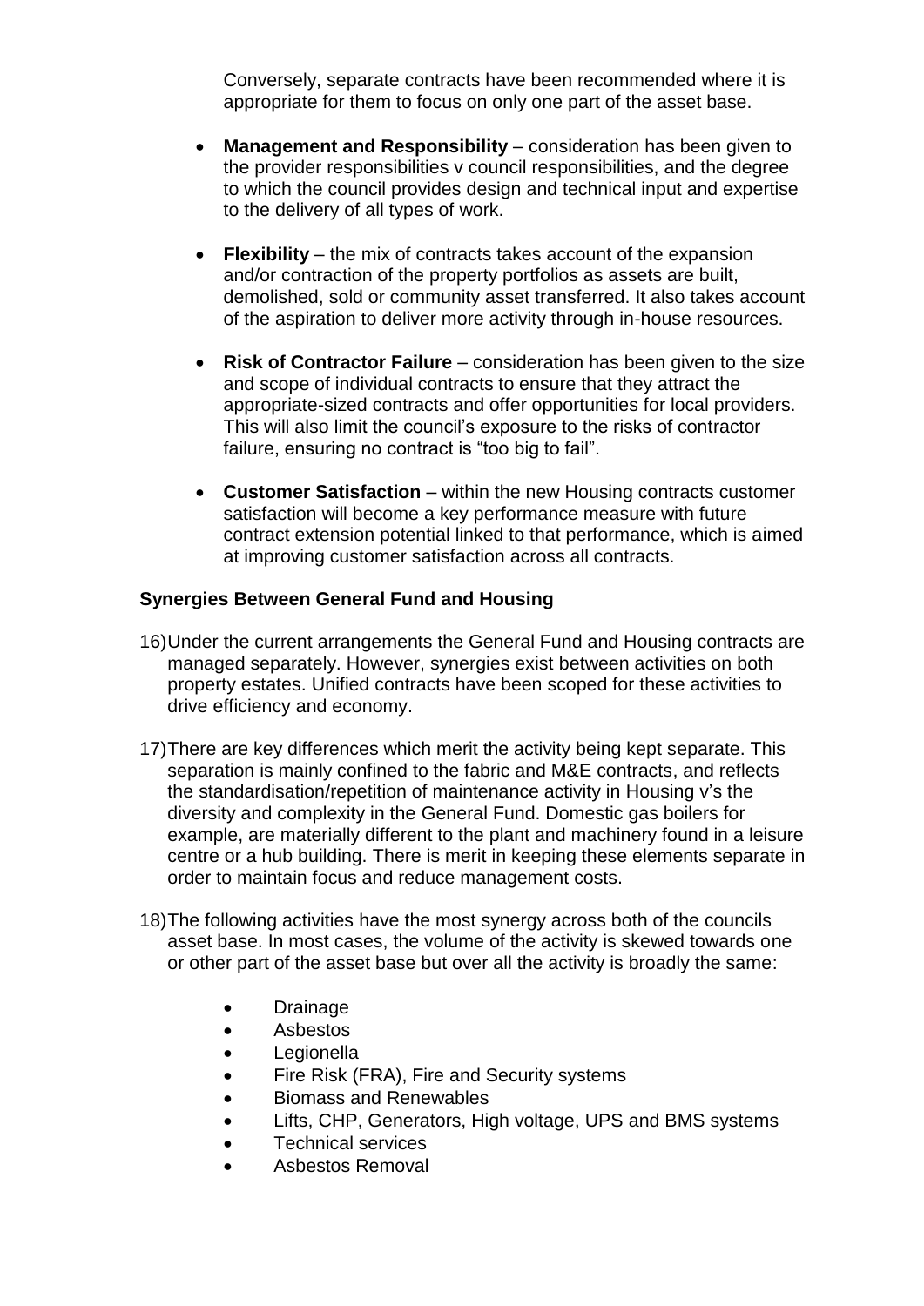Conversely, separate contracts have been recommended where it is appropriate for them to focus on only one part of the asset base.

- **Management and Responsibility** – consideration has been given to the provider responsibilities v council responsibilities, and the degree to which the council provides design and technical input and expertise to the delivery of all types of work.

- **Flexibility** – the mix of contracts takes account of the expansion and/or contraction of the property portfolios as assets are built, demolished, sold or community asset transferred. It also takes account of the aspiration to deliver more activity through in-house resources.

- **Risk of Contractor Failure** – consideration has been given to the size and scope of individual contracts to ensure that they attract the appropriate-sized contracts and offer opportunities for local providers. This will also limit the council's exposure to the risks of contractor failure, ensuring no contract is "too big to fail".

- **Customer Satisfaction** – within the new Housing contracts customer satisfaction will become a key performance measure with future contract extension potential linked to that performance, which is aimed at improving customer satisfaction across all contracts.

**Synergies Between General Fund and Housing**

16) Under the current arrangements the General Fund and Housing contracts are managed separately. However, synergies exist between activities on both property estates. Unified contracts have been scoped for these activities to drive efficiency and economy.

17) There are key differences which merit the activity being kept separate. This separation is mainly confined to the fabric and M&E contracts, and reflects the standardisation/repetition of maintenance activity in Housing v's the diversity and complexity in the General Fund. Domestic gas boilers for example, are materially different to the plant and machinery found in a leisure centre or a hub building. There is merit in keeping these elements separate in order to maintain focus and reduce management costs.

18) The following activities have the most synergy across both of the councils asset base. In most cases, the volume of the activity is skewed towards one or other part of the asset base but over all the activity is broadly the same:

- Drainage
- Asbestos
- Legionella
- Fire Risk (FRA), Fire and Security systems
- Biomass and Renewables
- Lifts, CHP, Generators, High voltage, UPS and BMS systems
- Technical services
- Asbestos Removal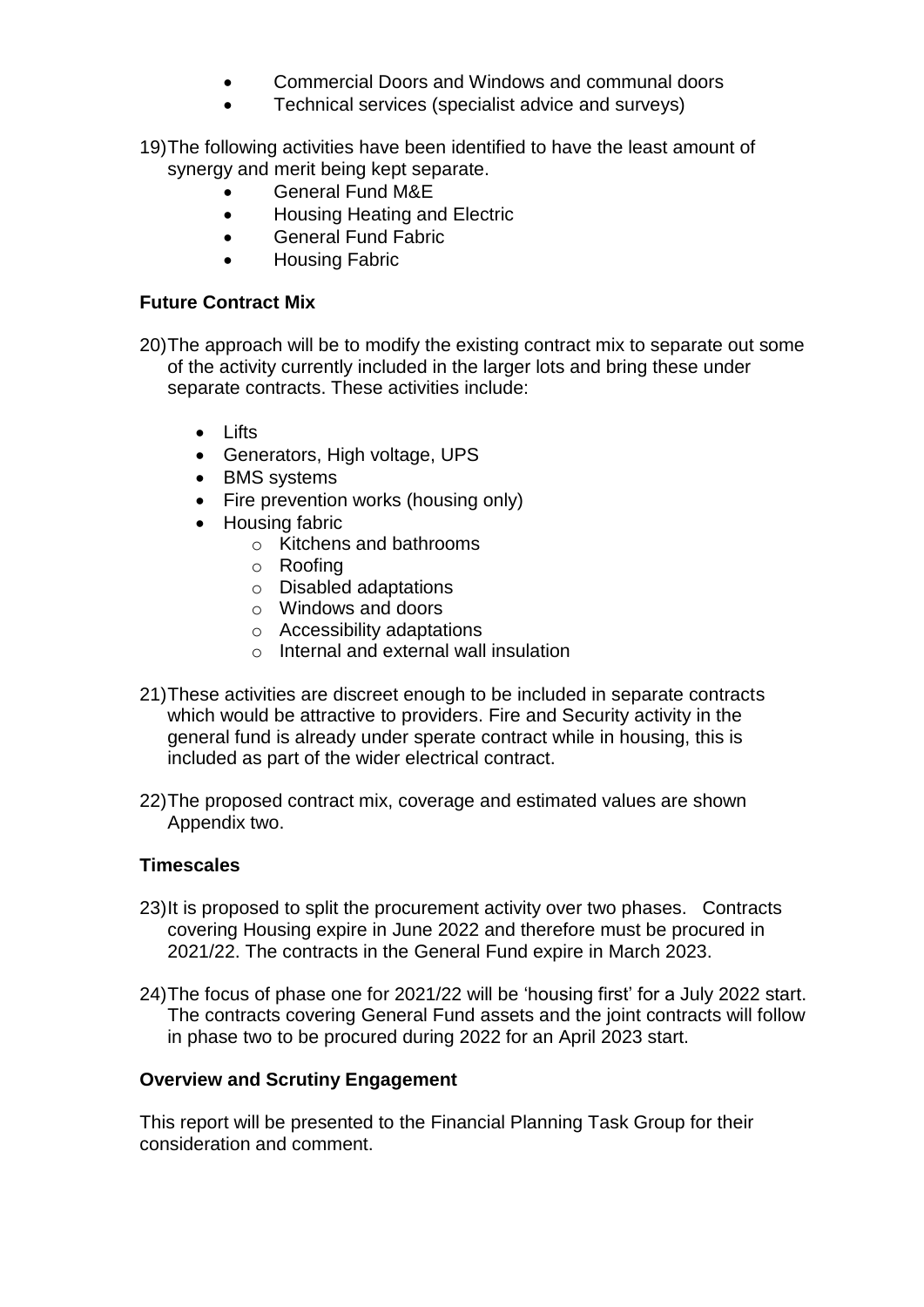- Commercial Doors and Windows and communal doors
- Technical services (specialist advice and surveys)

19) The following activities have been identified to have the least amount of synergy and merit being kept separate.
    - General Fund M&E
    - Housing Heating and Electric
    - General Fund Fabric
    - Housing Fabric

**Future Contract Mix**

20) The approach will be to modify the existing contract mix to separate out some of the activity currently included in the larger lots and bring these under separate contracts. These activities include:

    - Lifts
    - Generators, High voltage, UPS
    - BMS systems
    - Fire prevention works (housing only)
    - Housing fabric
        - Kitchens and bathrooms
        - Roofing
        - Disabled adaptations
        - Windows and doors
        - Accessibility adaptations
        - Internal and external wall insulation

21) These activities are discreet enough to be included in separate contracts which would be attractive to providers. Fire and Security activity in the general fund is already under sperate contract while in housing, this is included as part of the wider electrical contract.

22) The proposed contract mix, coverage and estimated values are shown Appendix two.

**Timescales**

23) It is proposed to split the procurement activity over two phases. Contracts covering Housing expire in June 2022 and therefore must be procured in 2021/22. The contracts in the General Fund expire in March 2023.

24) The focus of phase one for 2021/22 will be 'housing first' for a July 2022 start. The contracts covering General Fund assets and the joint contracts will follow in phase two to be procured during 2022 for an April 2023 start.

**Overview and Scrutiny Engagement**

This report will be presented to the Financial Planning Task Group for their consideration and comment.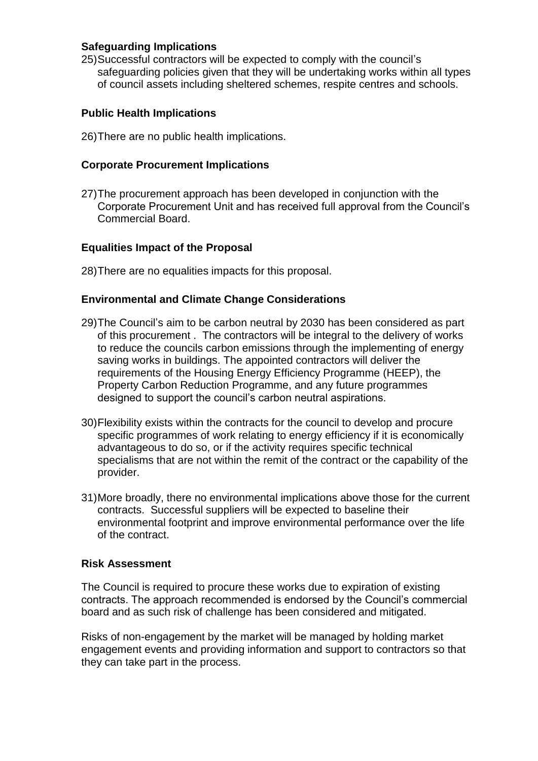## Safeguarding Implications

25) Successful contractors will be expected to comply with the council's safeguarding policies given that they will be undertaking works within all types of council assets including sheltered schemes, respite centres and schools.

## Public Health Implications

26) There are no public health implications.

## Corporate Procurement Implications

27) The procurement approach has been developed in conjunction with the Corporate Procurement Unit and has received full approval from the Council's Commercial Board.

## Equalities Impact of the Proposal

28) There are no equalities impacts for this proposal.

## Environmental and Climate Change Considerations

29) The Council's aim to be carbon neutral by 2030 has been considered as part of this procurement . The contractors will be integral to the delivery of works to reduce the councils carbon emissions through the implementing of energy saving works in buildings. The appointed contractors will deliver the requirements of the Housing Energy Efficiency Programme (HEEP), the Property Carbon Reduction Programme, and any future programmes designed to support the council's carbon neutral aspirations.

30) Flexibility exists within the contracts for the council to develop and procure specific programmes of work relating to energy efficiency if it is economically advantageous to do so, or if the activity requires specific technical specialisms that are not within the remit of the contract or the capability of the provider.

31) More broadly, there no environmental implications above those for the current contracts. Successful suppliers will be expected to baseline their environmental footprint and improve environmental performance over the life of the contract.

## Risk Assessment

The Council is required to procure these works due to expiration of existing contracts. The approach recommended is endorsed by the Council's commercial board and as such risk of challenge has been considered and mitigated.

Risks of non-engagement by the market will be managed by holding market engagement events and providing information and support to contractors so that they can take part in the process.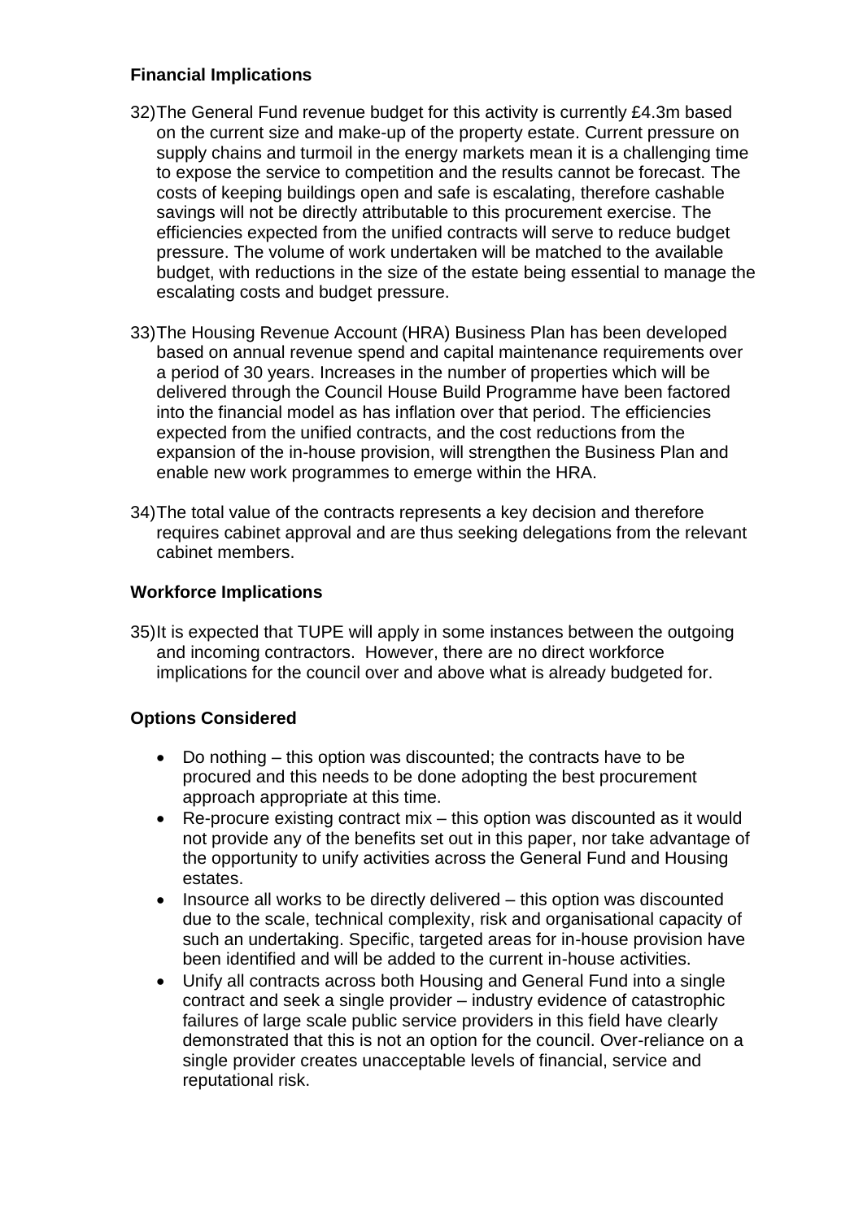**Financial Implications**

32) The General Fund revenue budget for this activity is currently £4.3m based on the current size and make-up of the property estate. Current pressure on supply chains and turmoil in the energy markets mean it is a challenging time to expose the service to competition and the results cannot be forecast. The costs of keeping buildings open and safe is escalating, therefore cashable savings will not be directly attributable to this procurement exercise. The efficiencies expected from the unified contracts will serve to reduce budget pressure. The volume of work undertaken will be matched to the available budget, with reductions in the size of the estate being essential to manage the escalating costs and budget pressure.

33) The Housing Revenue Account (HRA) Business Plan has been developed based on annual revenue spend and capital maintenance requirements over a period of 30 years. Increases in the number of properties which will be delivered through the Council House Build Programme have been factored into the financial model as has inflation over that period. The efficiencies expected from the unified contracts, and the cost reductions from the expansion of the in-house provision, will strengthen the Business Plan and enable new work programmes to emerge within the HRA.

34) The total value of the contracts represents a key decision and therefore requires cabinet approval and are thus seeking delegations from the relevant cabinet members.

**Workforce Implications**

35) It is expected that TUPE will apply in some instances between the outgoing and incoming contractors. However, there are no direct workforce implications for the council over and above what is already budgeted for.

**Options Considered**

- Do nothing – this option was discounted; the contracts have to be procured and this needs to be done adopting the best procurement approach appropriate at this time.
- Re-procure existing contract mix – this option was discounted as it would not provide any of the benefits set out in this paper, nor take advantage of the opportunity to unify activities across the General Fund and Housing estates.
- Insource all works to be directly delivered – this option was discounted due to the scale, technical complexity, risk and organisational capacity of such an undertaking. Specific, targeted areas for in-house provision have been identified and will be added to the current in-house activities.
- Unify all contracts across both Housing and General Fund into a single contract and seek a single provider – industry evidence of catastrophic failures of large scale public service providers in this field have clearly demonstrated that this is not an option for the council. Over-reliance on a single provider creates unacceptable levels of financial, service and reputational risk.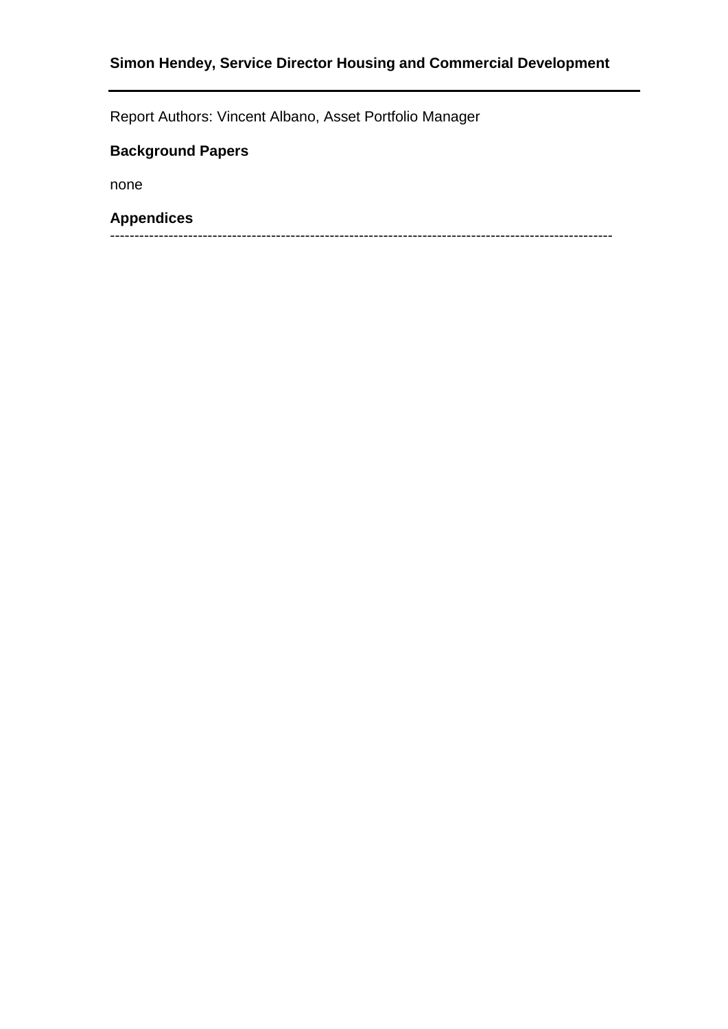**Simon Hendey, Service Director Housing and Commercial Development**

---

Report Authors: Vincent Albano, Asset Portfolio Manager

**Background Papers**

none

**Appendices**

-----------------------------------------------------------------------------------------------------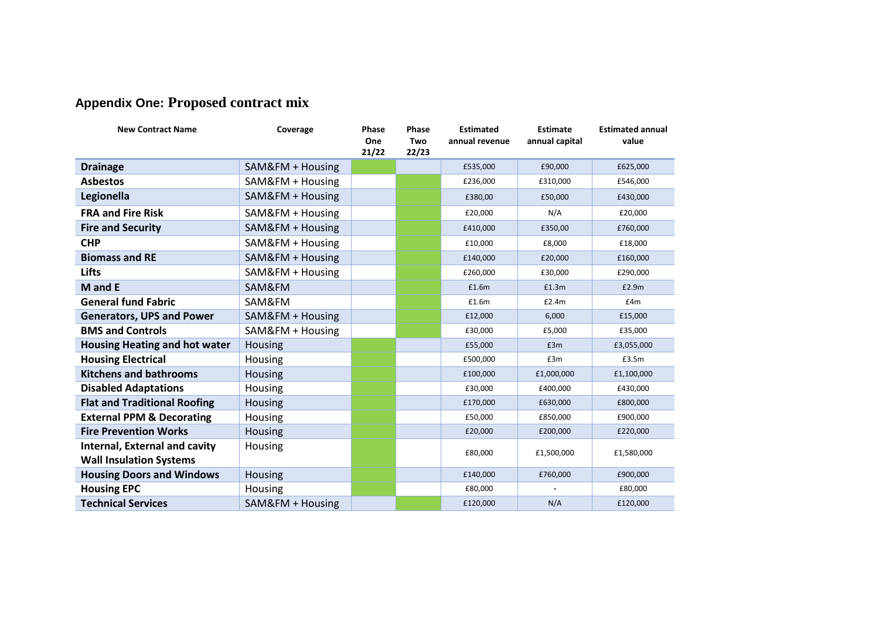## Appendix One: Proposed contract mix

| New Contract Name | Coverage | Phase One 21/22 | Phase Two 22/23 | Estimated annual revenue | Estimate annual capital | Estimated annual value |
|---|---|---|---|---|---|---|
| **Drainage** | SAM&FM + Housing | ■ | | £535,000 | £90,000 | £625,000 |
| **Asbestos** | SAM&FM + Housing | | ■ | £236,000 | £310,000 | £546,000 |
| **Legionella** | SAM&FM + Housing | | ■ | £380,00 | £50,000 | £430,000 |
| **FRA and Fire Risk** | SAM&FM + Housing | | ■ | £20,000 | N/A | £20,000 |
| **Fire and Security** | SAM&FM + Housing | | ■ | £410,000 | £350,00 | £760,000 |
| **CHP** | SAM&FM + Housing | | ■ | £10,000 | £8,000 | £18,000 |
| **Biomass and RE** | SAM&FM + Housing | | ■ | £140,000 | £20,000 | £160,000 |
| **Lifts** | SAM&FM + Housing | | ■ | £260,000 | £30,000 | £290,000 |
| **M and E** | SAM&FM | | ■ | £1.6m | £1.3m | £2.9m |
| **General fund Fabric** | SAM&FM | | ■ | £1.6m | £2.4m | £4m |
| **Generators, UPS and Power** | SAM&FM + Housing | | ■ | £12,000 | 6,000 | £15,000 |
| **BMS and Controls** | SAM&FM + Housing | | ■ | £30,000 | £5,000 | £35,000 |
| **Housing Heating and hot water** | Housing | ■ | | £55,000 | £3m | £3,055,000 |
| **Housing Electrical** | Housing | ■ | | £500,000 | £3m | £3.5m |
| **Kitchens and bathrooms** | Housing | ■ | | £100,000 | £1,000,000 | £1,100,000 |
| **Disabled Adaptations** | Housing | ■ | | £30,000 | £400,000 | £430,000 |
| **Flat and Traditional Roofing** | Housing | ■ | | £170,000 | £630,000 | £800,000 |
| **External PPM & Decorating** | Housing | ■ | | £50,000 | £850,000 | £900,000 |
| **Fire Prevention Works** | Housing | ■ | | £20,000 | £200,000 | £220,000 |
| **Internal, External and cavity Wall Insulation Systems** | Housing | ■ | | £80,000 | £1,500,000 | £1,580,000 |
| **Housing Doors and Windows** | Housing | ■ | | £140,000 | £760,000 | £900,000 |
| **Housing EPC** | Housing | ■ | | £80,000 | - | £80,000 |
| **Technical Services** | SAM&FM + Housing | | ■ | £120,000 | N/A | £120,000 |